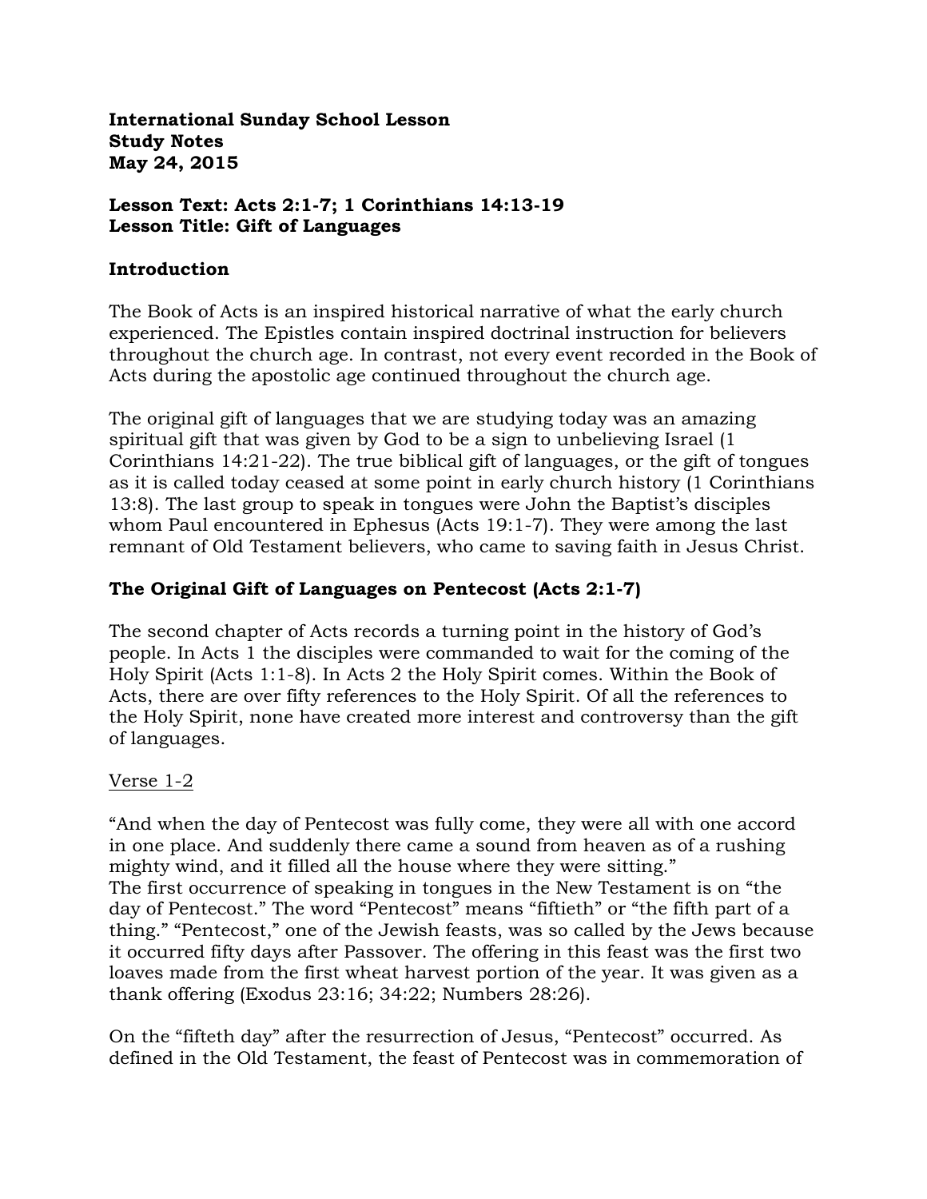**International Sunday School Lesson**
**Study Notes**
**May 24, 2015**

**Lesson Text: Acts 2:1-7; 1 Corinthians 14:13-19**
**Lesson Title: Gift of Languages**

## Introduction

The Book of Acts is an inspired historical narrative of what the early church experienced. The Epistles contain inspired doctrinal instruction for believers throughout the church age. In contrast, not every event recorded in the Book of Acts during the apostolic age continued throughout the church age.

The original gift of languages that we are studying today was an amazing spiritual gift that was given by God to be a sign to unbelieving Israel (1 Corinthians 14:21-22). The true biblical gift of languages, or the gift of tongues as it is called today ceased at some point in early church history (1 Corinthians 13:8). The last group to speak in tongues were John the Baptist's disciples whom Paul encountered in Ephesus (Acts 19:1-7). They were among the last remnant of Old Testament believers, who came to saving faith in Jesus Christ.

## The Original Gift of Languages on Pentecost (Acts 2:1-7)

The second chapter of Acts records a turning point in the history of God's people. In Acts 1 the disciples were commanded to wait for the coming of the Holy Spirit (Acts 1:1-8). In Acts 2 the Holy Spirit comes. Within the Book of Acts, there are over fifty references to the Holy Spirit. Of all the references to the Holy Spirit, none have created more interest and controversy than the gift of languages.

<u>Verse 1-2</u>

"And when the day of Pentecost was fully come, they were all with one accord in one place. And suddenly there came a sound from heaven as of a rushing mighty wind, and it filled all the house where they were sitting."
The first occurrence of speaking in tongues in the New Testament is on "the day of Pentecost." The word "Pentecost" means "fiftieth" or "the fifth part of a thing." "Pentecost," one of the Jewish feasts, was so called by the Jews because it occurred fifty days after Passover. The offering in this feast was the first two loaves made from the first wheat harvest portion of the year. It was given as a thank offering (Exodus 23:16; 34:22; Numbers 28:26).

On the "fifteth day" after the resurrection of Jesus, "Pentecost" occurred. As defined in the Old Testament, the feast of Pentecost was in commemoration of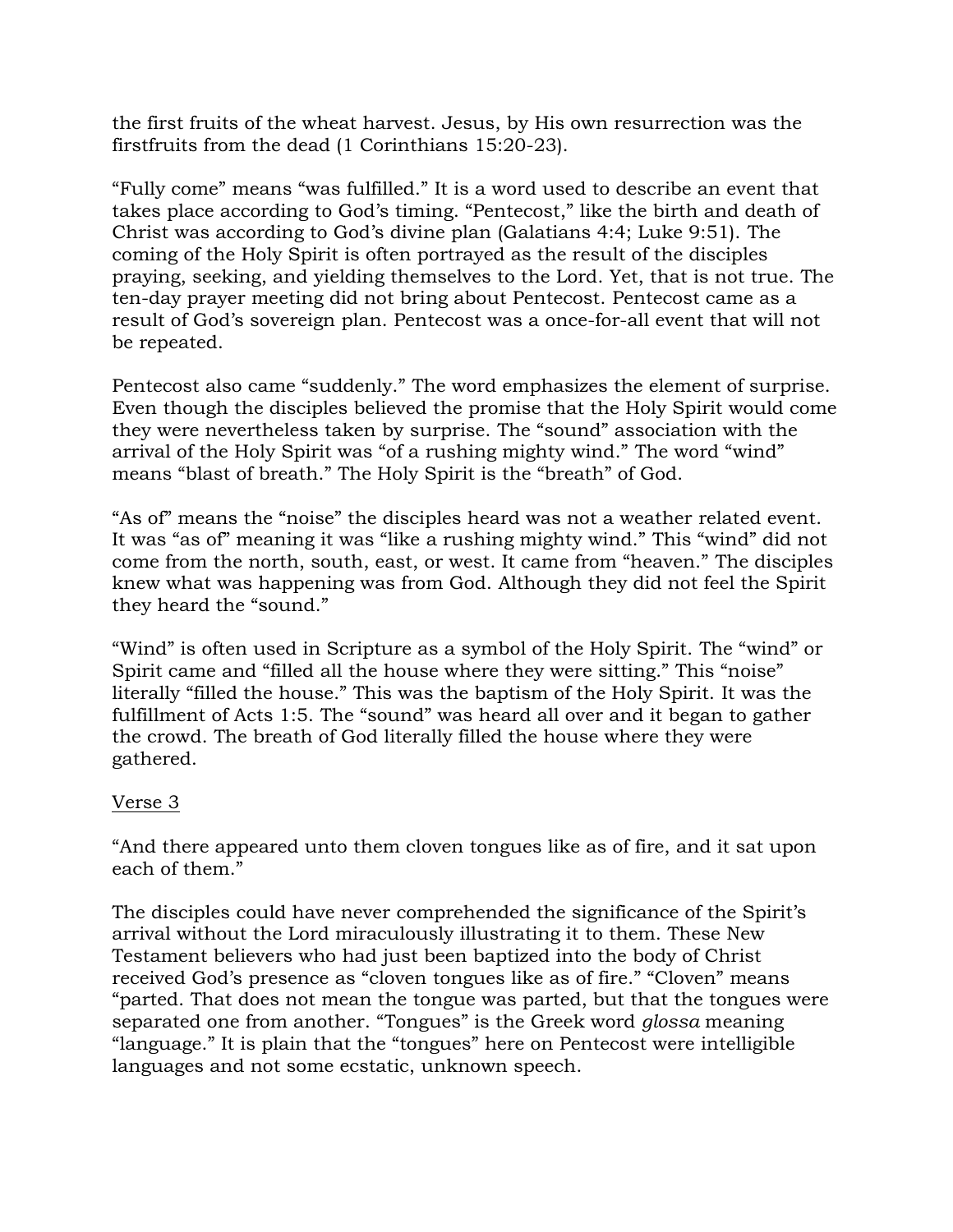the first fruits of the wheat harvest. Jesus, by His own resurrection was the firstfruits from the dead (1 Corinthians 15:20-23).

"Fully come" means "was fulfilled." It is a word used to describe an event that takes place according to God's timing. "Pentecost," like the birth and death of Christ was according to God's divine plan (Galatians 4:4; Luke 9:51). The coming of the Holy Spirit is often portrayed as the result of the disciples praying, seeking, and yielding themselves to the Lord. Yet, that is not true. The ten-day prayer meeting did not bring about Pentecost. Pentecost came as a result of God's sovereign plan. Pentecost was a once-for-all event that will not be repeated.

Pentecost also came "suddenly." The word emphasizes the element of surprise. Even though the disciples believed the promise that the Holy Spirit would come they were nevertheless taken by surprise. The "sound" association with the arrival of the Holy Spirit was "of a rushing mighty wind." The word "wind" means "blast of breath." The Holy Spirit is the "breath" of God.

"As of" means the "noise" the disciples heard was not a weather related event. It was "as of" meaning it was "like a rushing mighty wind." This "wind" did not come from the north, south, east, or west. It came from "heaven." The disciples knew what was happening was from God. Although they did not feel the Spirit they heard the "sound."

"Wind" is often used in Scripture as a symbol of the Holy Spirit. The "wind" or Spirit came and "filled all the house where they were sitting." This "noise" literally "filled the house." This was the baptism of the Holy Spirit. It was the fulfillment of Acts 1:5. The "sound" was heard all over and it began to gather the crowd. The breath of God literally filled the house where they were gathered.

<u>Verse 3</u>

"And there appeared unto them cloven tongues like as of fire, and it sat upon each of them."

The disciples could have never comprehended the significance of the Spirit's arrival without the Lord miraculously illustrating it to them. These New Testament believers who had just been baptized into the body of Christ received God's presence as "cloven tongues like as of fire." "Cloven" means "parted. That does not mean the tongue was parted, but that the tongues were separated one from another. "Tongues" is the Greek word *glossa* meaning "language." It is plain that the "tongues" here on Pentecost were intelligible languages and not some ecstatic, unknown speech.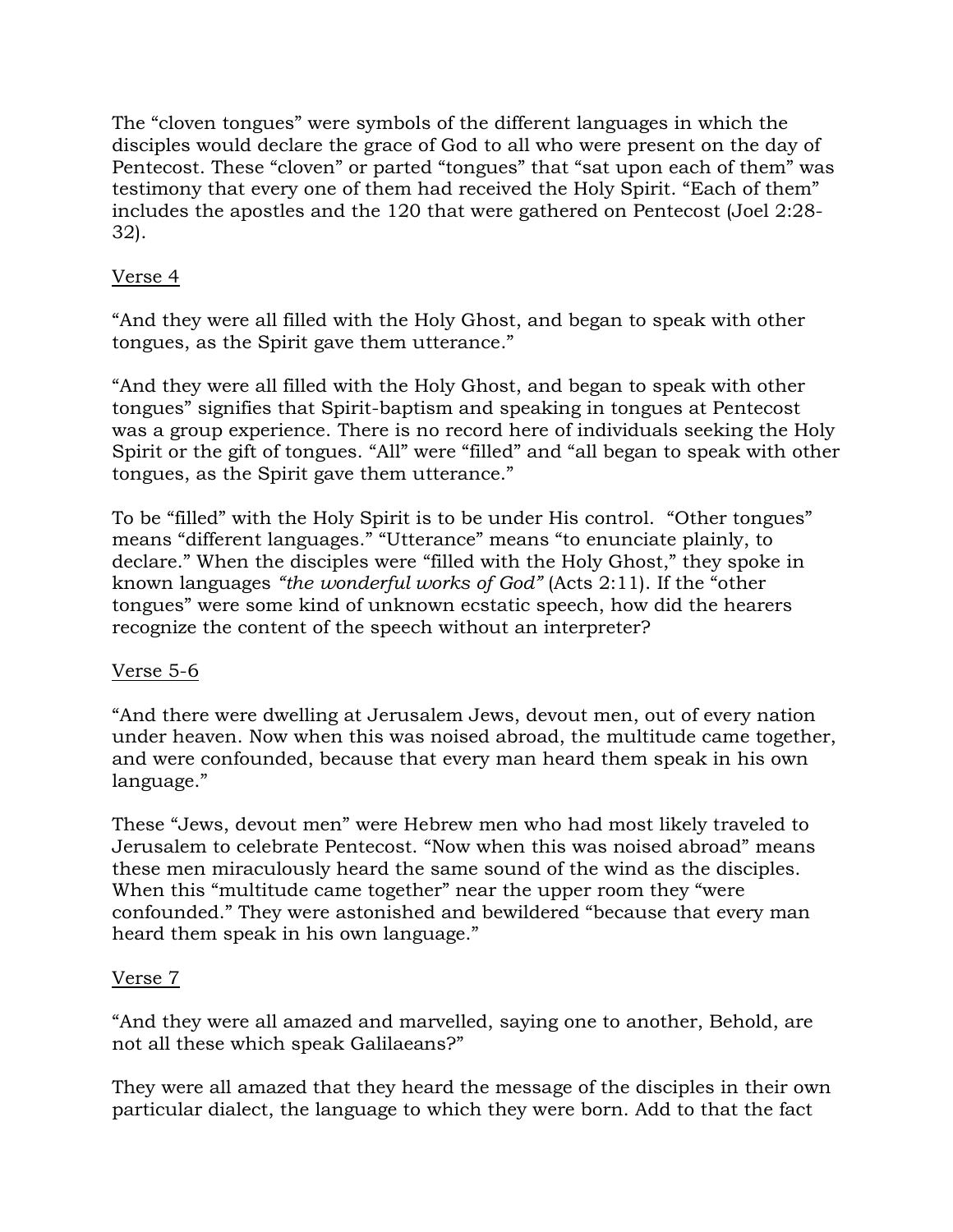The “cloven tongues” were symbols of the different languages in which the disciples would declare the grace of God to all who were present on the day of Pentecost. These “cloven” or parted “tongues” that “sat upon each of them” was testimony that every one of them had received the Holy Spirit. “Each of them” includes the apostles and the 120 that were gathered on Pentecost (Joel 2:28-32).

<u>Verse 4</u>

“And they were all filled with the Holy Ghost, and began to speak with other tongues, as the Spirit gave them utterance.”

“And they were all filled with the Holy Ghost, and began to speak with other tongues” signifies that Spirit-baptism and speaking in tongues at Pentecost was a group experience. There is no record here of individuals seeking the Holy Spirit or the gift of tongues. “All” were “filled” and “all began to speak with other tongues, as the Spirit gave them utterance.”

To be “filled” with the Holy Spirit is to be under His control. “Other tongues” means “different languages.” “Utterance” means “to enunciate plainly, to declare.” When the disciples were “filled with the Holy Ghost,” they spoke in known languages *“the wonderful works of God”* (Acts 2:11). If the “other tongues” were some kind of unknown ecstatic speech, how did the hearers recognize the content of the speech without an interpreter?

<u>Verse 5-6</u>

“And there were dwelling at Jerusalem Jews, devout men, out of every nation under heaven. Now when this was noised abroad, the multitude came together, and were confounded, because that every man heard them speak in his own language.”

These “Jews, devout men” were Hebrew men who had most likely traveled to Jerusalem to celebrate Pentecost. “Now when this was noised abroad” means these men miraculously heard the same sound of the wind as the disciples. When this “multitude came together” near the upper room they “were confounded.” They were astonished and bewildered “because that every man heard them speak in his own language.”

<u>Verse 7</u>

“And they were all amazed and marvelled, saying one to another, Behold, are not all these which speak Galilaeans?”

They were all amazed that they heard the message of the disciples in their own particular dialect, the language to which they were born. Add to that the fact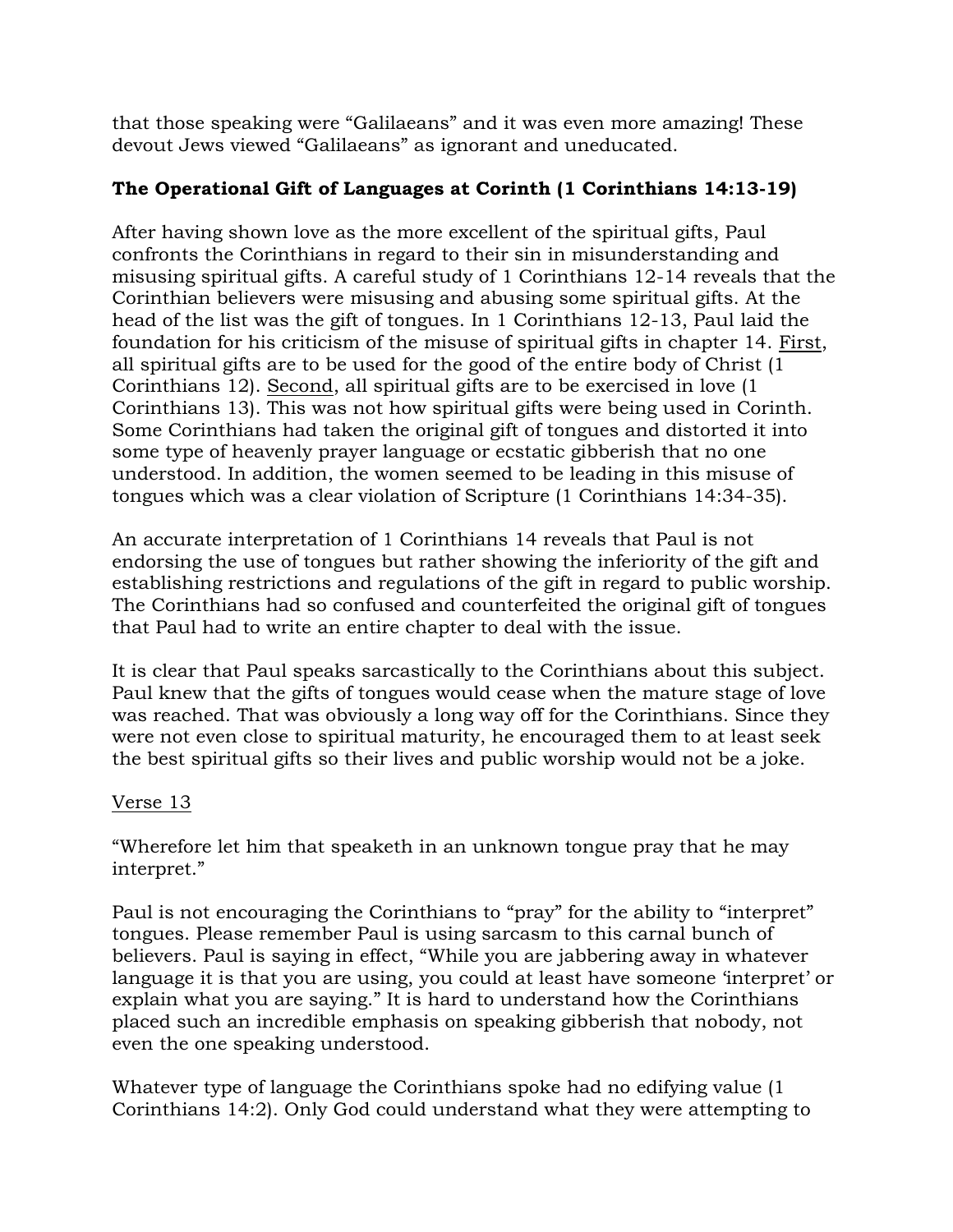that those speaking were "Galilaeans" and it was even more amazing! These devout Jews viewed "Galilaeans" as ignorant and uneducated.

**The Operational Gift of Languages at Corinth (1 Corinthians 14:13-19)**

After having shown love as the more excellent of the spiritual gifts, Paul confronts the Corinthians in regard to their sin in misunderstanding and misusing spiritual gifts. A careful study of 1 Corinthians 12-14 reveals that the Corinthian believers were misusing and abusing some spiritual gifts. At the head of the list was the gift of tongues. In 1 Corinthians 12-13, Paul laid the foundation for his criticism of the misuse of spiritual gifts in chapter 14. <u>First</u>, all spiritual gifts are to be used for the good of the entire body of Christ (1 Corinthians 12). <u>Second</u>, all spiritual gifts are to be exercised in love (1 Corinthians 13). This was not how spiritual gifts were being used in Corinth. Some Corinthians had taken the original gift of tongues and distorted it into some type of heavenly prayer language or ecstatic gibberish that no one understood. In addition, the women seemed to be leading in this misuse of tongues which was a clear violation of Scripture (1 Corinthians 14:34-35).

An accurate interpretation of 1 Corinthians 14 reveals that Paul is not endorsing the use of tongues but rather showing the inferiority of the gift and establishing restrictions and regulations of the gift in regard to public worship. The Corinthians had so confused and counterfeited the original gift of tongues that Paul had to write an entire chapter to deal with the issue.

It is clear that Paul speaks sarcastically to the Corinthians about this subject. Paul knew that the gifts of tongues would cease when the mature stage of love was reached. That was obviously a long way off for the Corinthians. Since they were not even close to spiritual maturity, he encouraged them to at least seek the best spiritual gifts so their lives and public worship would not be a joke.

<u>Verse 13</u>

"Wherefore let him that speaketh in an unknown tongue pray that he may interpret."

Paul is not encouraging the Corinthians to "pray" for the ability to "interpret" tongues. Please remember Paul is using sarcasm to this carnal bunch of believers. Paul is saying in effect, "While you are jabbering away in whatever language it is that you are using, you could at least have someone 'interpret' or explain what you are saying." It is hard to understand how the Corinthians placed such an incredible emphasis on speaking gibberish that nobody, not even the one speaking understood.

Whatever type of language the Corinthians spoke had no edifying value (1 Corinthians 14:2). Only God could understand what they were attempting to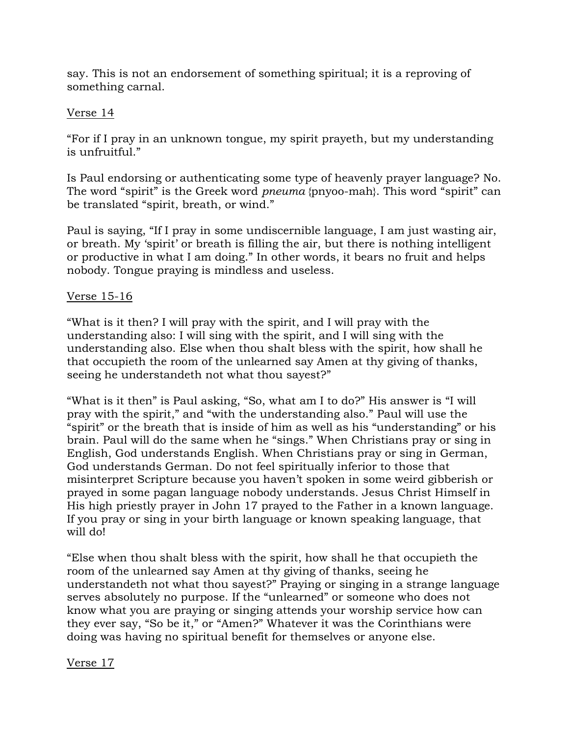say. This is not an endorsement of something spiritual; it is a reproving of something carnal.

<u>Verse 14</u>

"For if I pray in an unknown tongue, my spirit prayeth, but my understanding is unfruitful."

Is Paul endorsing or authenticating some type of heavenly prayer language? No. The word "spirit" is the Greek word *pneuma* {pnyoo-mah}. This word "spirit" can be translated "spirit, breath, or wind."

Paul is saying, "If I pray in some undiscernible language, I am just wasting air, or breath. My 'spirit' or breath is filling the air, but there is nothing intelligent or productive in what I am doing." In other words, it bears no fruit and helps nobody. Tongue praying is mindless and useless.

<u>Verse 15-16</u>

"What is it then? I will pray with the spirit, and I will pray with the understanding also: I will sing with the spirit, and I will sing with the understanding also. Else when thou shalt bless with the spirit, how shall he that occupieth the room of the unlearned say Amen at thy giving of thanks, seeing he understandeth not what thou sayest?"

"What is it then" is Paul asking, "So, what am I to do?" His answer is "I will pray with the spirit," and "with the understanding also." Paul will use the "spirit" or the breath that is inside of him as well as his "understanding" or his brain. Paul will do the same when he "sings." When Christians pray or sing in English, God understands English. When Christians pray or sing in German, God understands German. Do not feel spiritually inferior to those that misinterpret Scripture because you haven't spoken in some weird gibberish or prayed in some pagan language nobody understands. Jesus Christ Himself in His high priestly prayer in John 17 prayed to the Father in a known language. If you pray or sing in your birth language or known speaking language, that will do!

"Else when thou shalt bless with the spirit, how shall he that occupieth the room of the unlearned say Amen at thy giving of thanks, seeing he understandeth not what thou sayest?" Praying or singing in a strange language serves absolutely no purpose. If the "unlearned" or someone who does not know what you are praying or singing attends your worship service how can they ever say, "So be it," or "Amen?" Whatever it was the Corinthians were doing was having no spiritual benefit for themselves or anyone else.

<u>Verse 17</u>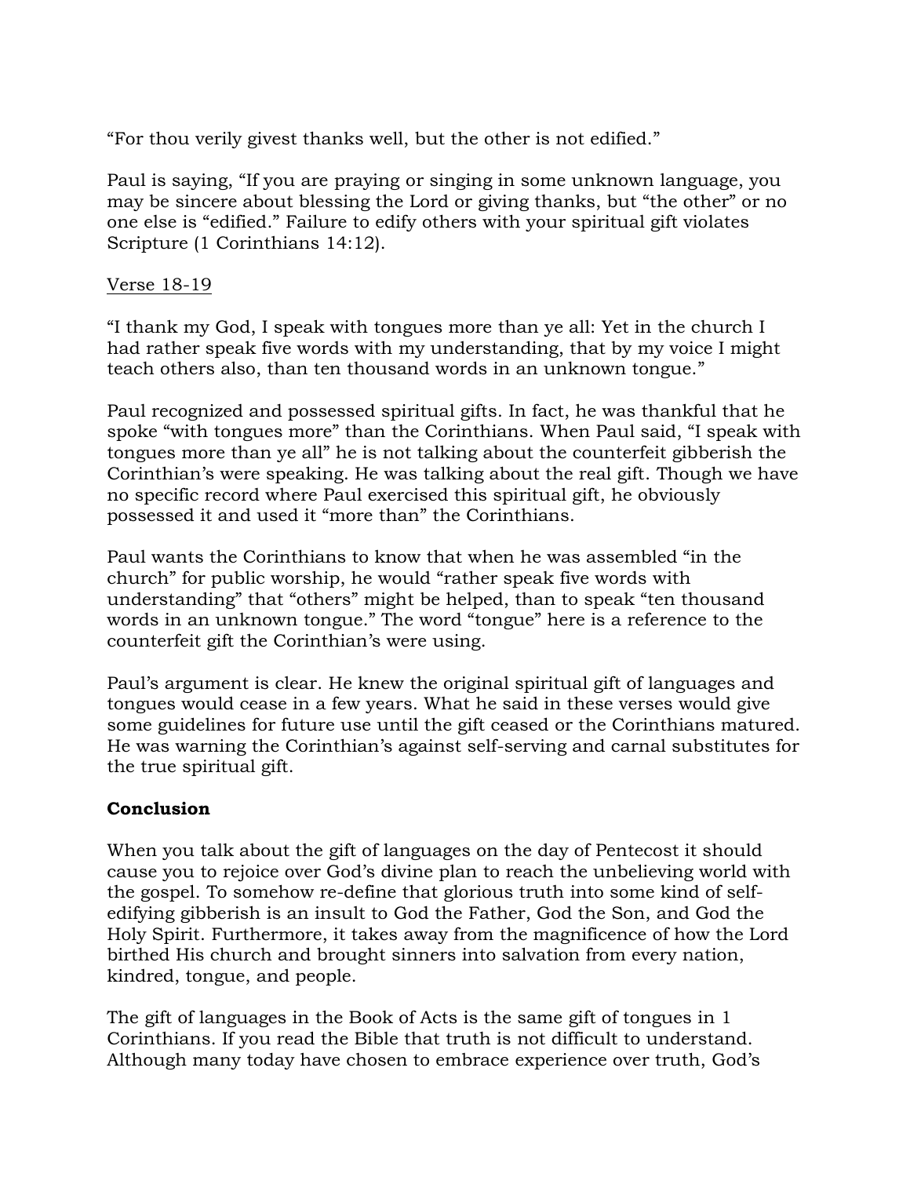"For thou verily givest thanks well, but the other is not edified."

Paul is saying, "If you are praying or singing in some unknown language, you may be sincere about blessing the Lord or giving thanks, but "the other" or no one else is "edified." Failure to edify others with your spiritual gift violates Scripture (1 Corinthians 14:12).

<u>Verse 18-19</u>

"I thank my God, I speak with tongues more than ye all: Yet in the church I had rather speak five words with my understanding, that by my voice I might teach others also, than ten thousand words in an unknown tongue."

Paul recognized and possessed spiritual gifts. In fact, he was thankful that he spoke "with tongues more" than the Corinthians. When Paul said, "I speak with tongues more than ye all" he is not talking about the counterfeit gibberish the Corinthian's were speaking. He was talking about the real gift. Though we have no specific record where Paul exercised this spiritual gift, he obviously possessed it and used it "more than" the Corinthians.

Paul wants the Corinthians to know that when he was assembled "in the church" for public worship, he would "rather speak five words with understanding" that "others" might be helped, than to speak "ten thousand words in an unknown tongue." The word "tongue" here is a reference to the counterfeit gift the Corinthian's were using.

Paul's argument is clear. He knew the original spiritual gift of languages and tongues would cease in a few years. What he said in these verses would give some guidelines for future use until the gift ceased or the Corinthians matured. He was warning the Corinthian's against self-serving and carnal substitutes for the true spiritual gift.

**Conclusion**

When you talk about the gift of languages on the day of Pentecost it should cause you to rejoice over God's divine plan to reach the unbelieving world with the gospel. To somehow re-define that glorious truth into some kind of self-edifying gibberish is an insult to God the Father, God the Son, and God the Holy Spirit. Furthermore, it takes away from the magnificence of how the Lord birthed His church and brought sinners into salvation from every nation, kindred, tongue, and people.

The gift of languages in the Book of Acts is the same gift of tongues in 1 Corinthians. If you read the Bible that truth is not difficult to understand. Although many today have chosen to embrace experience over truth, God's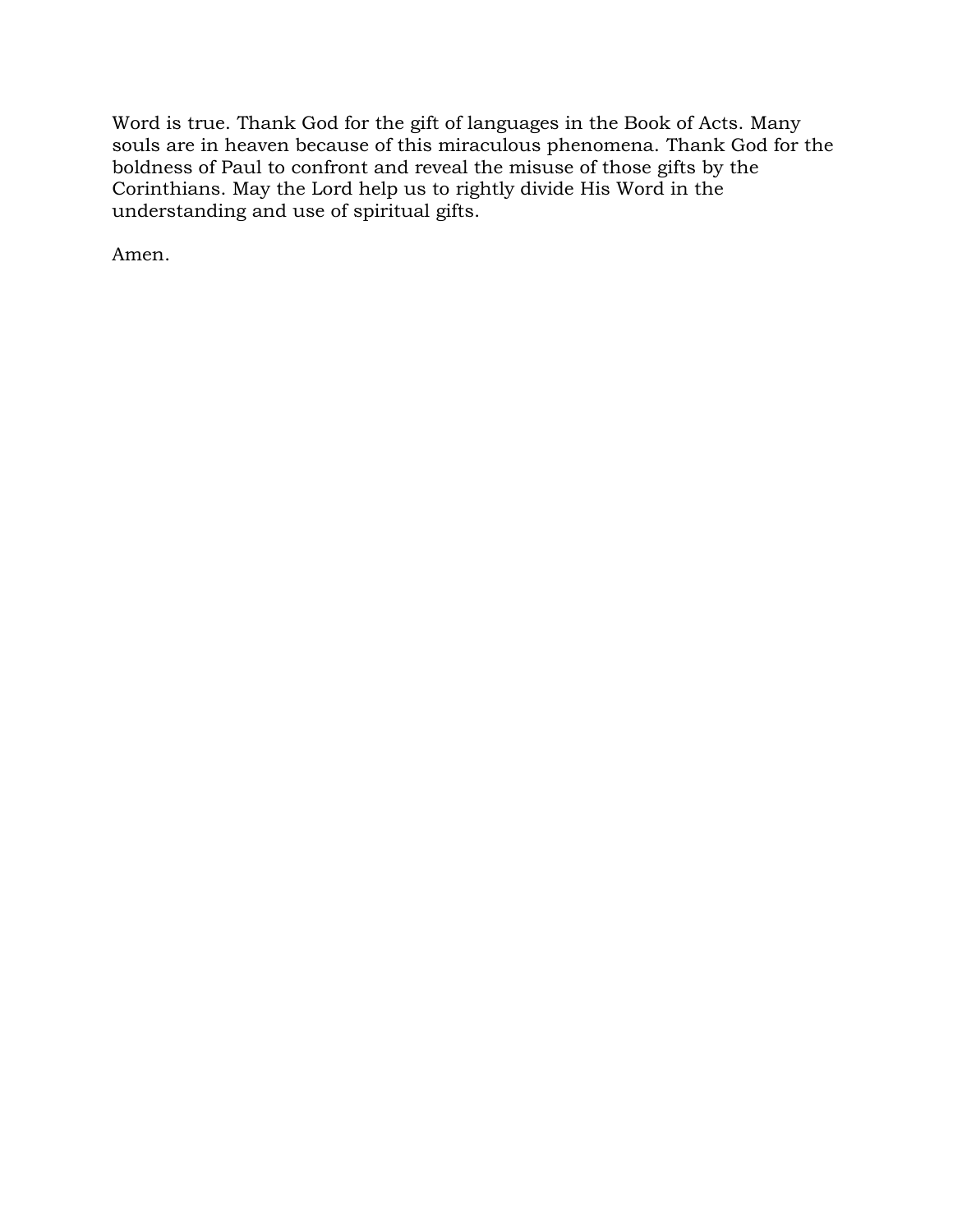Word is true. Thank God for the gift of languages in the Book of Acts. Many souls are in heaven because of this miraculous phenomena. Thank God for the boldness of Paul to confront and reveal the misuse of those gifts by the Corinthians. May the Lord help us to rightly divide His Word in the understanding and use of spiritual gifts.

Amen.